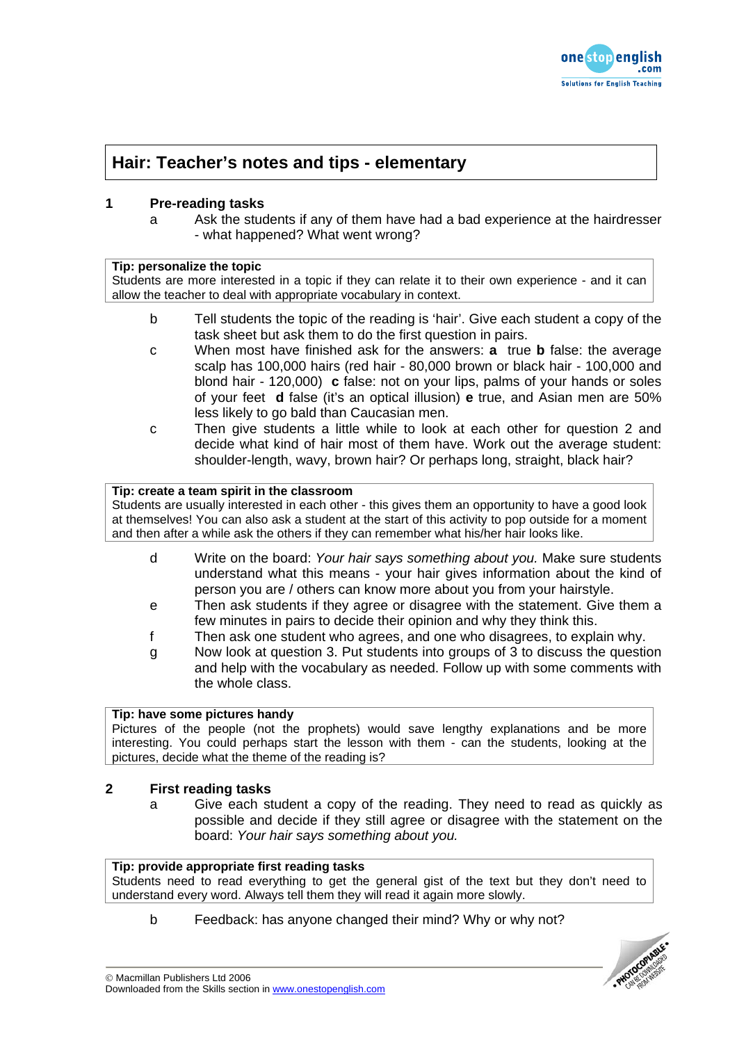# Hair: Teacher's notes and tips - elementary

## 1 Pre-reading tasks

a Ask the students if any of them have had a bad experience at the hairdresser - what happened? What went wrong?

**Tip: personalize the topic**
Students are more interested in a topic if they can relate it to their own experience - and it can allow the teacher to deal with appropriate vocabulary in context.

b Tell students the topic of the reading is 'hair'. Give each student a copy of the task sheet but ask them to do the first question in pairs.

c When most have finished ask for the answers: **a** true **b** false: the average scalp has 100,000 hairs (red hair - 80,000 brown or black hair - 100,000 and blond hair - 120,000) **c** false: not on your lips, palms of your hands or soles of your feet **d** false (it's an optical illusion) **e** true, and Asian men are 50% less likely to go bald than Caucasian men.

c Then give students a little while to look at each other for question 2 and decide what kind of hair most of them have. Work out the average student: shoulder-length, wavy, brown hair? Or perhaps long, straight, black hair?

**Tip: create a team spirit in the classroom**
Students are usually interested in each other - this gives them an opportunity to have a good look at themselves! You can also ask a student at the start of this activity to pop outside for a moment and then after a while ask the others if they can remember what his/her hair looks like.

d Write on the board: *Your hair says something about you.* Make sure students understand what this means - your hair gives information about the kind of person you are / others can know more about you from your hairstyle.

e Then ask students if they agree or disagree with the statement. Give them a few minutes in pairs to decide their opinion and why they think this.

f Then ask one student who agrees, and one who disagrees, to explain why.

g Now look at question 3. Put students into groups of 3 to discuss the question and help with the vocabulary as needed. Follow up with some comments with the whole class.

**Tip: have some pictures handy**
Pictures of the people (not the prophets) would save lengthy explanations and be more interesting. You could perhaps start the lesson with them - can the students, looking at the pictures, decide what the theme of the reading is?

## 2 First reading tasks

a Give each student a copy of the reading. They need to read as quickly as possible and decide if they still agree or disagree with the statement on the board: *Your hair says something about you.*

**Tip: provide appropriate first reading tasks**
Students need to read everything to get the general gist of the text but they don't need to understand every word. Always tell them they will read it again more slowly.

b Feedback: has anyone changed their mind? Why or why not?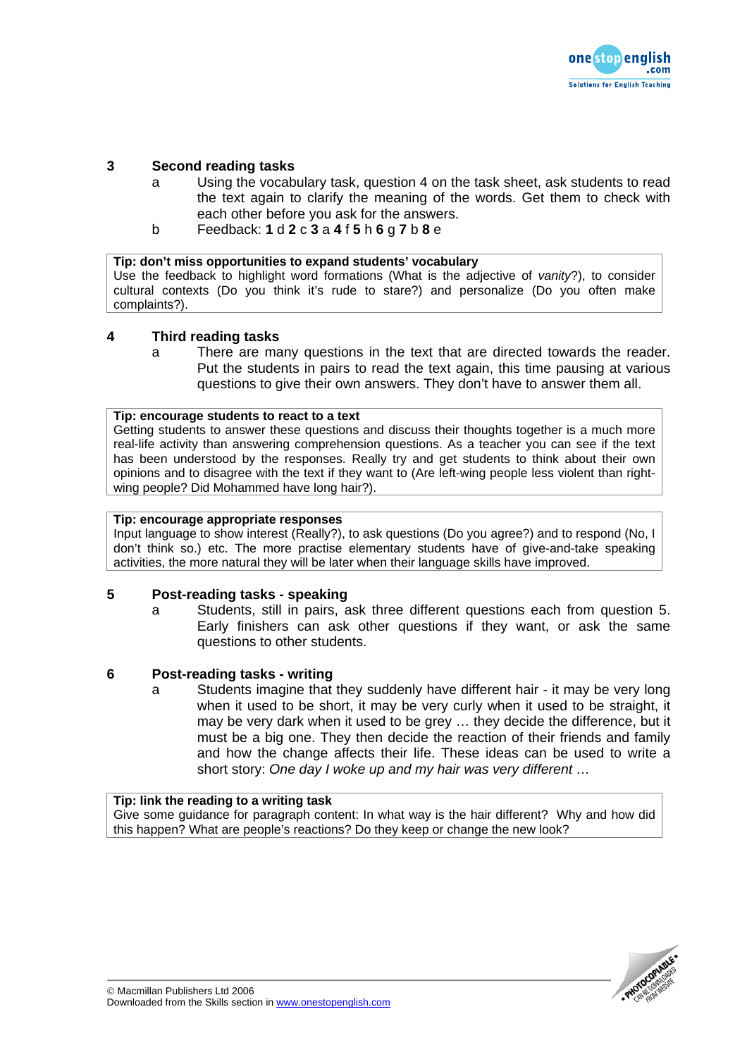## 3 Second reading tasks

a. Using the vocabulary task, question 4 on the task sheet, ask students to read the text again to clarify the meaning of the words. Get them to check with each other before you ask for the answers.

b. Feedback: **1** d **2** c **3** a **4** f **5** h **6** g **7** b **8** e

**Tip: don't miss opportunities to expand students' vocabulary**
Use the feedback to highlight word formations (What is the adjective of *vanity*?), to consider cultural contexts (Do you think it's rude to stare?) and personalize (Do you often make complaints?).

## 4 Third reading tasks

a. There are many questions in the text that are directed towards the reader. Put the students in pairs to read the text again, this time pausing at various questions to give their own answers. They don't have to answer them all.

**Tip: encourage students to react to a text**
Getting students to answer these questions and discuss their thoughts together is a much more real-life activity than answering comprehension questions. As a teacher you can see if the text has been understood by the responses. Really try and get students to think about their own opinions and to disagree with the text if they want to (Are left-wing people less violent than right-wing people? Did Mohammed have long hair?).

**Tip: encourage appropriate responses**
Input language to show interest (Really?), to ask questions (Do you agree?) and to respond (No, I don't think so.) etc. The more practise elementary students have of give-and-take speaking activities, the more natural they will be later when their language skills have improved.

## 5 Post-reading tasks - speaking

a. Students, still in pairs, ask three different questions each from question 5. Early finishers can ask other questions if they want, or ask the same questions to other students.

## 6 Post-reading tasks - writing

a. Students imagine that they suddenly have different hair - it may be very long when it used to be short, it may be very curly when it used to be straight, it may be very dark when it used to be grey … they decide the difference, but it must be a big one. They then decide the reaction of their friends and family and how the change affects their life. These ideas can be used to write a short story: *One day I woke up and my hair was very different …*

**Tip: link the reading to a writing task**
Give some guidance for paragraph content: In what way is the hair different? Why and how did this happen? What are people's reactions? Do they keep or change the new look?

© Macmillan Publishers Ltd 2006
Downloaded from the Skills section in www.onestopenglish.com